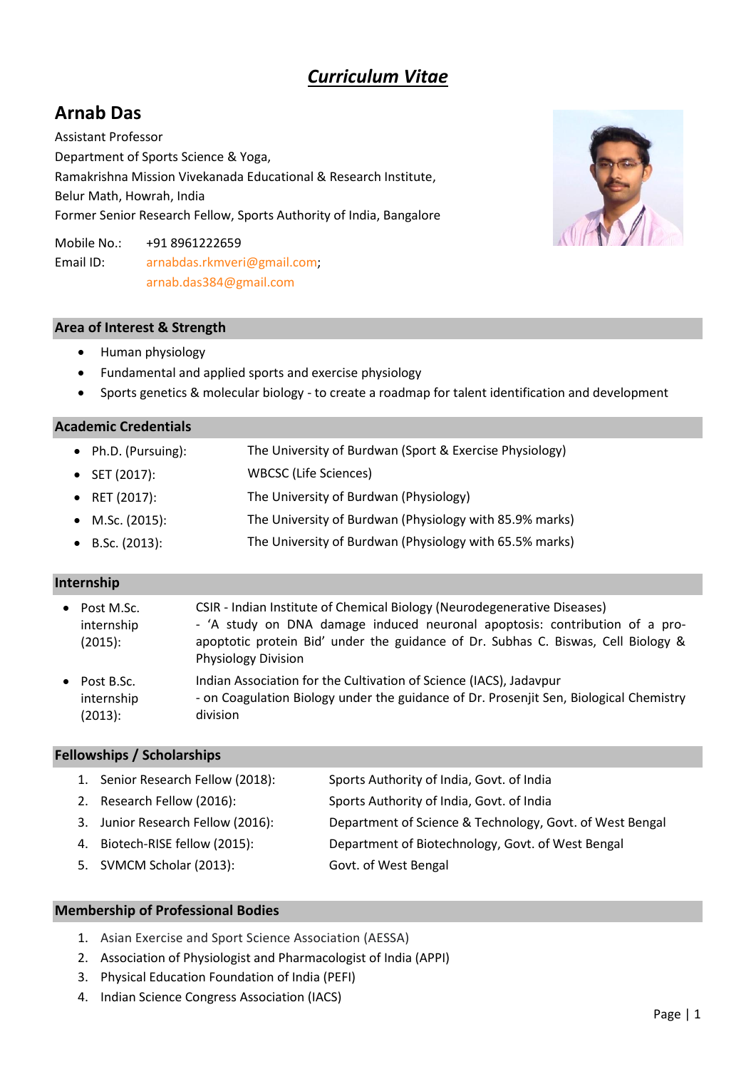# *Curriculum Vitae*

## Arnab Das

Assistant Professor
Department of Sports Science & Yoga,
Ramakrishna Mission Vivekanada Educational & Research Institute,
Belur Math, Howrah, India
Former Senior Research Fellow, Sports Authority of India, Bangalore

Mobile No.: +91 8961222659
Email ID: arnabdas.rkmveri@gmail.com; arnab.das384@gmail.com

### Area of Interest & Strength

- Human physiology
- Fundamental and applied sports and exercise physiology
- Sports genetics & molecular biology - to create a roadmap for talent identification and development

### Academic Credentials

- Ph.D. (Pursuing): The University of Burdwan (Sport & Exercise Physiology)
- SET (2017): WBCSC (Life Sciences)
- RET (2017): The University of Burdwan (Physiology)
- M.Sc. (2015): The University of Burdwan (Physiology with 85.9% marks)
- B.Sc. (2013): The University of Burdwan (Physiology with 65.5% marks)

### Internship

- Post M.Sc. internship (2015): CSIR - Indian Institute of Chemical Biology (Neurodegenerative Diseases)
  - 'A study on DNA damage induced neuronal apoptosis: contribution of a pro-apoptotic protein Bid' under the guidance of Dr. Subhas C. Biswas, Cell Biology & Physiology Division
- Post B.Sc. internship (2013): Indian Association for the Cultivation of Science (IACS), Jadavpur
  - on Coagulation Biology under the guidance of Dr. Prosenjit Sen, Biological Chemistry division

### Fellowships / Scholarships

1. Senior Research Fellow (2018): Sports Authority of India, Govt. of India
2. Research Fellow (2016): Sports Authority of India, Govt. of India
3. Junior Research Fellow (2016): Department of Science & Technology, Govt. of West Bengal
4. Biotech-RISE fellow (2015): Department of Biotechnology, Govt. of West Bengal
5. SVMCM Scholar (2013): Govt. of West Bengal

### Membership of Professional Bodies

1. Asian Exercise and Sport Science Association (AESSA)
2. Association of Physiologist and Pharmacologist of India (APPI)
3. Physical Education Foundation of India (PEFI)
4. Indian Science Congress Association (IACS)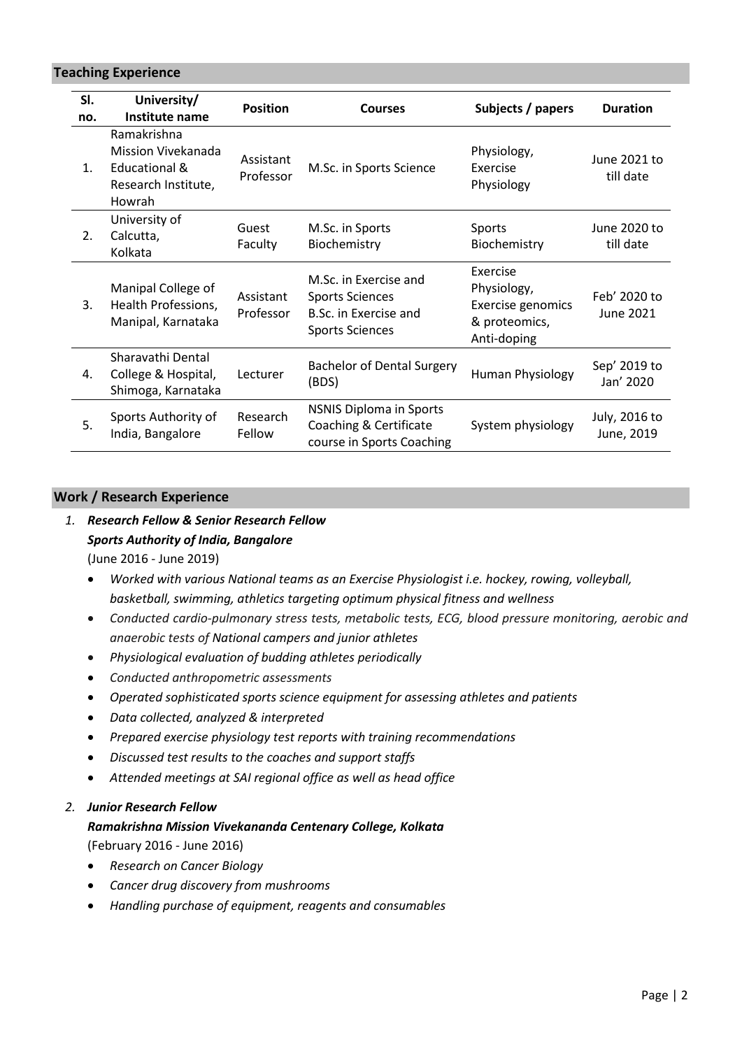## Teaching Experience

| Sl. no. | University/ Institute name | Position | Courses | Subjects / papers | Duration |
|---|---|---|---|---|---|
| 1. | Ramakrishna Mission Vivekanada Educational & Research Institute, Howrah | Assistant Professor | M.Sc. in Sports Science | Physiology, Exercise Physiology | June 2021 to till date |
| 2. | University of Calcutta, Kolkata | Guest Faculty | M.Sc. in Sports Biochemistry | Sports Biochemistry | June 2020 to till date |
| 3. | Manipal College of Health Professions, Manipal, Karnataka | Assistant Professor | M.Sc. in Exercise and Sports Sciences B.Sc. in Exercise and Sports Sciences | Exercise Physiology, Exercise genomics & proteomics, Anti-doping | Feb' 2020 to June 2021 |
| 4. | Sharavathi Dental College & Hospital, Shimoga, Karnataka | Lecturer | Bachelor of Dental Surgery (BDS) | Human Physiology | Sep' 2019 to Jan' 2020 |
| 5. | Sports Authority of India, Bangalore | Research Fellow | NSNIS Diploma in Sports Coaching & Certificate course in Sports Coaching | System physiology | July, 2016 to June, 2019 |

## Work / Research Experience

1. ***Research Fellow & Senior Research Fellow***
   ***Sports Authority of India, Bangalore***
   (June 2016 - June 2019)
   - *Worked with various National teams as an Exercise Physiologist i.e. hockey, rowing, volleyball, basketball, swimming, athletics targeting optimum physical fitness and wellness*
   - *Conducted cardio-pulmonary stress tests, metabolic tests, ECG, blood pressure monitoring, aerobic and anaerobic tests of National campers and junior athletes*
   - *Physiological evaluation of budding athletes periodically*
   - *Conducted anthropometric assessments*
   - *Operated sophisticated sports science equipment for assessing athletes and patients*
   - *Data collected, analyzed & interpreted*
   - *Prepared exercise physiology test reports with training recommendations*
   - *Discussed test results to the coaches and support staffs*
   - *Attended meetings at SAI regional office as well as head office*

2. ***Junior Research Fellow***
   ***Ramakrishna Mission Vivekananda Centenary College, Kolkata***
   (February 2016 - June 2016)
   - *Research on Cancer Biology*
   - *Cancer drug discovery from mushrooms*
   - *Handling purchase of equipment, reagents and consumables*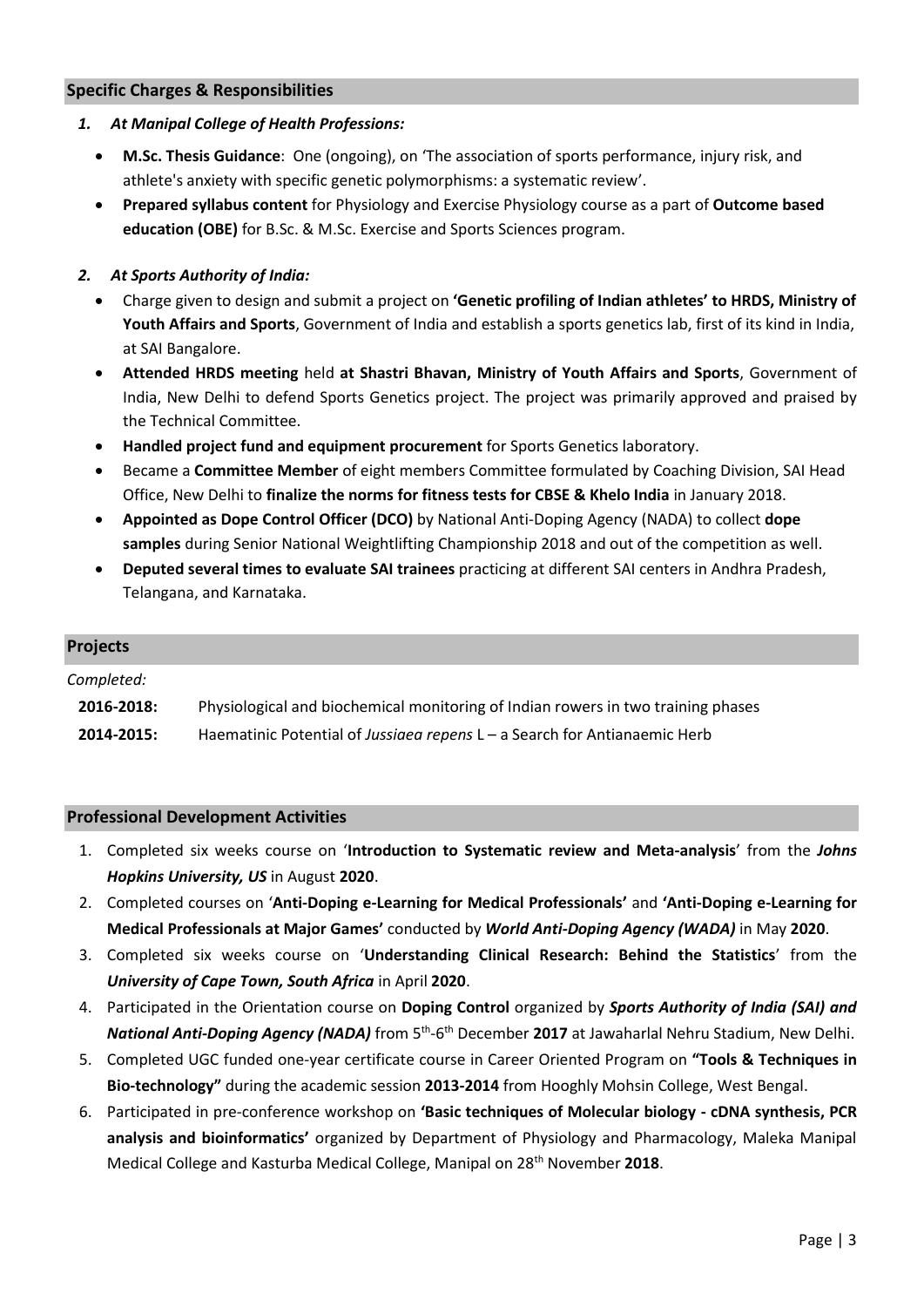## Specific Charges & Responsibilities

1. ***At Manipal College of Health Professions:***

   - **M.Sc. Thesis Guidance**: One (ongoing), on 'The association of sports performance, injury risk, and athlete's anxiety with specific genetic polymorphisms: a systematic review'.
   - **Prepared syllabus content** for Physiology and Exercise Physiology course as a part of **Outcome based education (OBE)** for B.Sc. & M.Sc. Exercise and Sports Sciences program.

2. ***At Sports Authority of India:***

   - Charge given to design and submit a project on **'Genetic profiling of Indian athletes' to HRDS, Ministry of Youth Affairs and Sports**, Government of India and establish a sports genetics lab, first of its kind in India, at SAI Bangalore.
   - **Attended HRDS meeting** held **at Shastri Bhavan, Ministry of Youth Affairs and Sports**, Government of India, New Delhi to defend Sports Genetics project. The project was primarily approved and praised by the Technical Committee.
   - **Handled project fund and equipment procurement** for Sports Genetics laboratory.
   - Became a **Committee Member** of eight members Committee formulated by Coaching Division, SAI Head Office, New Delhi to **finalize the norms for fitness tests for CBSE & Khelo India** in January 2018.
   - **Appointed as Dope Control Officer (DCO)** by National Anti-Doping Agency (NADA) to collect **dope samples** during Senior National Weightlifting Championship 2018 and out of the competition as well.
   - **Deputed several times to evaluate SAI trainees** practicing at different SAI centers in Andhra Pradesh, Telangana, and Karnataka.

## Projects

*Completed:*

**2016-2018:** Physiological and biochemical monitoring of Indian rowers in two training phases

**2014-2015:** Haematinic Potential of *Jussiaea repens* L – a Search for Antianaemic Herb

## Professional Development Activities

1. Completed six weeks course on '**Introduction to Systematic review and Meta-analysis**' from the ***Johns Hopkins University, US*** in August **2020**.
2. Completed courses on '**Anti-Doping e-Learning for Medical Professionals'** and **'Anti-Doping e-Learning for Medical Professionals at Major Games'** conducted by ***World Anti-Doping Agency (WADA)*** in May **2020**.
3. Completed six weeks course on '**Understanding Clinical Research: Behind the Statistics**' from the ***University of Cape Town, South Africa*** in April **2020**.
4. Participated in the Orientation course on **Doping Control** organized by ***Sports Authority of India (SAI) and National Anti-Doping Agency (NADA)*** from 5th-6th December **2017** at Jawaharlal Nehru Stadium, New Delhi.
5. Completed UGC funded one-year certificate course in Career Oriented Program on **"Tools & Techniques in Bio-technology"** during the academic session **2013-2014** from Hooghly Mohsin College, West Bengal.
6. Participated in pre-conference workshop on **'Basic techniques of Molecular biology - cDNA synthesis, PCR analysis and bioinformatics'** organized by Department of Physiology and Pharmacology, Maleka Manipal Medical College and Kasturba Medical College, Manipal on 28th November **2018**.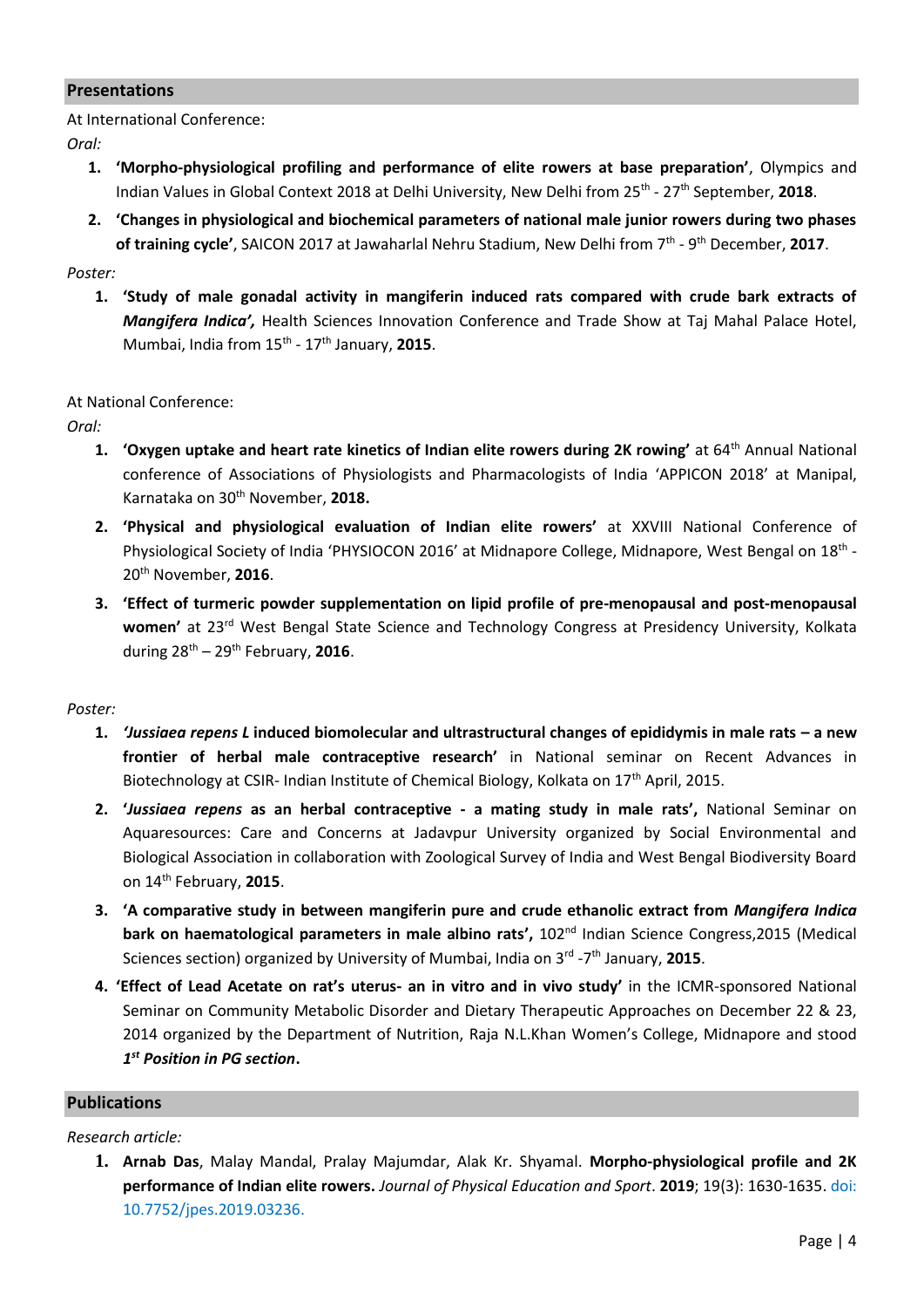## Presentations

At International Conference:

*Oral:*

1. **'Morpho-physiological profiling and performance of elite rowers at base preparation'**, Olympics and Indian Values in Global Context 2018 at Delhi University, New Delhi from 25th - 27th September, **2018**.
2. **'Changes in physiological and biochemical parameters of national male junior rowers during two phases of training cycle'**, SAICON 2017 at Jawaharlal Nehru Stadium, New Delhi from 7th - 9th December, **2017**.

*Poster:*

1. **'Study of male gonadal activity in mangiferin induced rats compared with crude bark extracts of *Mangifera Indica*',** Health Sciences Innovation Conference and Trade Show at Taj Mahal Palace Hotel, Mumbai, India from 15th - 17th January, **2015**.

At National Conference:

*Oral:*

1. **'Oxygen uptake and heart rate kinetics of Indian elite rowers during 2K rowing'** at 64th Annual National conference of Associations of Physiologists and Pharmacologists of India 'APPICON 2018' at Manipal, Karnataka on 30th November, **2018.**
2. **'Physical and physiological evaluation of Indian elite rowers'** at XXVIII National Conference of Physiological Society of India 'PHYSIOCON 2016' at Midnapore College, Midnapore, West Bengal on 18th - 20th November, **2016**.
3. **'Effect of turmeric powder supplementation on lipid profile of pre-menopausal and post-menopausal women'** at 23rd West Bengal State Science and Technology Congress at Presidency University, Kolkata during 28th – 29th February, **2016**.

*Poster:*

1. ***'Jussiaea repens L*** **induced biomolecular and ultrastructural changes of epididymis in male rats – a new frontier of herbal male contraceptive research'** in National seminar on Recent Advances in Biotechnology at CSIR- Indian Institute of Chemical Biology, Kolkata on 17th April, 2015.
2. **'*Jussiaea repens* as an herbal contraceptive - a mating study in male rats',** National Seminar on Aquaresources: Care and Concerns at Jadavpur University organized by Social Environmental and Biological Association in collaboration with Zoological Survey of India and West Bengal Biodiversity Board on 14th February, **2015**.
3. **'A comparative study in between mangiferin pure and crude ethanolic extract from *Mangifera Indica* bark on haematological parameters in male albino rats',** 102nd Indian Science Congress,2015 (Medical Sciences section) organized by University of Mumbai, India on 3rd -7th January, **2015**.
4. **'Effect of Lead Acetate on rat's uterus- an in vitro and in vivo study'** in the ICMR-sponsored National Seminar on Community Metabolic Disorder and Dietary Therapeutic Approaches on December 22 & 23, 2014 organized by the Department of Nutrition, Raja N.L.Khan Women's College, Midnapore and stood ***1st Position in PG section*****.**

## Publications

*Research article:*

1. **Arnab Das**, Malay Mandal, Pralay Majumdar, Alak Kr. Shyamal. **Morpho-physiological profile and 2K performance of Indian elite rowers.** *Journal of Physical Education and Sport*. **2019**; 19(3): 1630-1635. doi: 10.7752/jpes.2019.03236.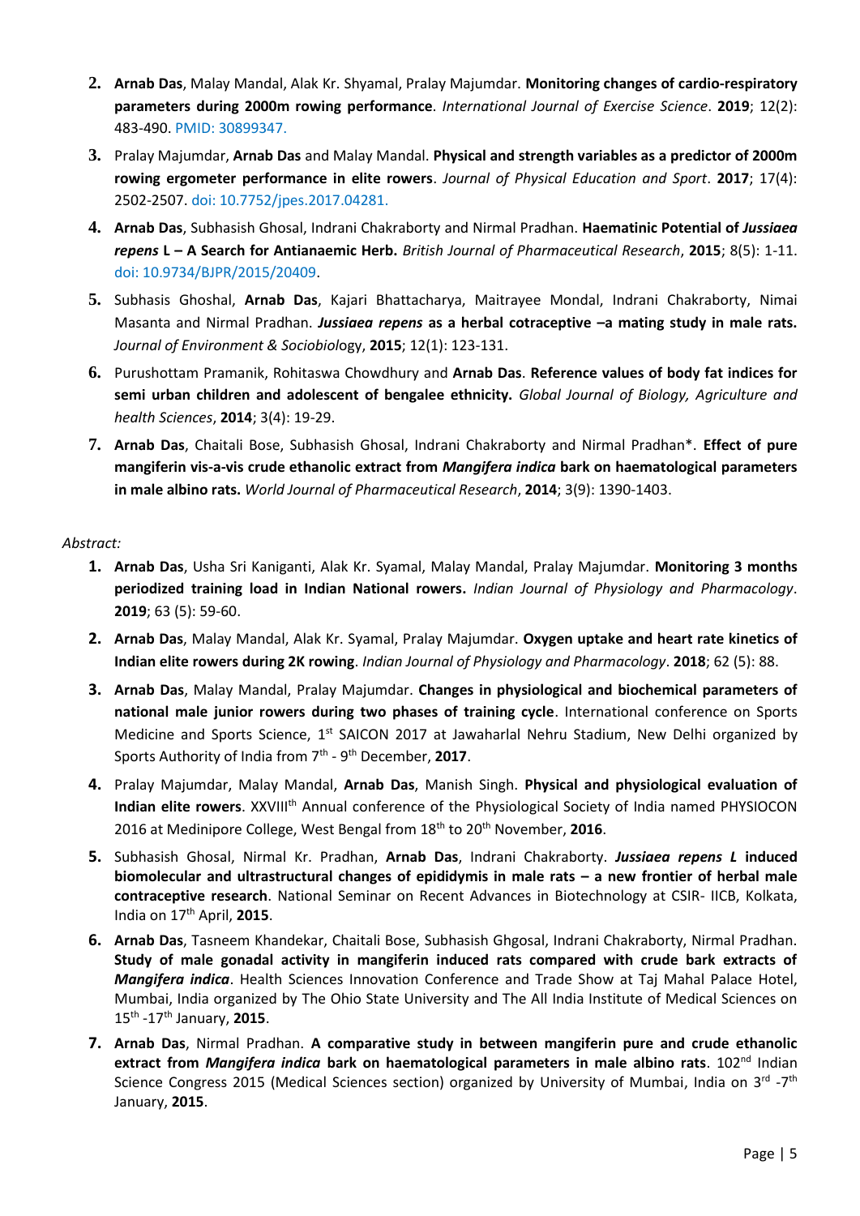2. **Arnab Das**, Malay Mandal, Alak Kr. Shyamal, Pralay Majumdar. **Monitoring changes of cardio-respiratory parameters during 2000m rowing performance**. *International Journal of Exercise Science*. **2019**; 12(2): 483-490. PMID: 30899347.
3. Pralay Majumdar, **Arnab Das** and Malay Mandal. **Physical and strength variables as a predictor of 2000m rowing ergometer performance in elite rowers**. *Journal of Physical Education and Sport*. **2017**; 17(4): 2502-2507. doi: 10.7752/jpes.2017.04281.
4. **Arnab Das**, Subhasish Ghosal, Indrani Chakraborty and Nirmal Pradhan. **Haematinic Potential of *Jussiaea repens* L – A Search for Antianaemic Herb.** *British Journal of Pharmaceutical Research*, **2015**; 8(5): 1-11. doi: 10.9734/BJPR/2015/20409.
5. Subhasis Ghoshal, **Arnab Das**, Kajari Bhattacharya, Maitrayee Mondal, Indrani Chakraborty, Nimai Masanta and Nirmal Pradhan. ***Jussiaea repens* as a herbal cotraceptive –a mating study in male rats.** *Journal of Environment & Sociobiol*ogy, **2015**; 12(1): 123-131.
6. Purushottam Pramanik, Rohitaswa Chowdhury and **Arnab Das**. **Reference values of body fat indices for semi urban children and adolescent of bengalee ethnicity.** *Global Journal of Biology, Agriculture and health Sciences*, **2014**; 3(4): 19-29.
7. **Arnab Das**, Chaitali Bose, Subhasish Ghosal, Indrani Chakraborty and Nirmal Pradhan*. **Effect of pure mangiferin vis-a-vis crude ethanolic extract from *Mangifera indica* bark on haematological parameters in male albino rats.** *World Journal of Pharmaceutical Research*, **2014**; 3(9): 1390-1403.

*Abstract:*

1. **Arnab Das**, Usha Sri Kaniganti, Alak Kr. Syamal, Malay Mandal, Pralay Majumdar. **Monitoring 3 months periodized training load in Indian National rowers.** *Indian Journal of Physiology and Pharmacology*. **2019**; 63 (5): 59-60.
2. **Arnab Das**, Malay Mandal, Alak Kr. Syamal, Pralay Majumdar. **Oxygen uptake and heart rate kinetics of Indian elite rowers during 2K rowing**. *Indian Journal of Physiology and Pharmacology*. **2018**; 62 (5): 88.
3. **Arnab Das**, Malay Mandal, Pralay Majumdar. **Changes in physiological and biochemical parameters of national male junior rowers during two phases of training cycle**. International conference on Sports Medicine and Sports Science, 1st SAICON 2017 at Jawaharlal Nehru Stadium, New Delhi organized by Sports Authority of India from 7th - 9th December, **2017**.
4. Pralay Majumdar, Malay Mandal, **Arnab Das**, Manish Singh. **Physical and physiological evaluation of Indian elite rowers**. XXVIIIth Annual conference of the Physiological Society of India named PHYSIOCON 2016 at Medinipore College, West Bengal from 18th to 20th November, **2016**.
5. Subhasish Ghosal, Nirmal Kr. Pradhan, **Arnab Das**, Indrani Chakraborty. ***Jussiaea repens L* induced biomolecular and ultrastructural changes of epididymis in male rats – a new frontier of herbal male contraceptive research**. National Seminar on Recent Advances in Biotechnology at CSIR- IICB, Kolkata, India on 17th April, **2015**.
6. **Arnab Das**, Tasneem Khandekar, Chaitali Bose, Subhasish Ghgosal, Indrani Chakraborty, Nirmal Pradhan. **Study of male gonadal activity in mangiferin induced rats compared with crude bark extracts of *Mangifera indica***. Health Sciences Innovation Conference and Trade Show at Taj Mahal Palace Hotel, Mumbai, India organized by The Ohio State University and The All India Institute of Medical Sciences on 15th -17th January, **2015**.
7. **Arnab Das**, Nirmal Pradhan. **A comparative study in between mangiferin pure and crude ethanolic extract from *Mangifera indica* bark on haematological parameters in male albino rats**. 102nd Indian Science Congress 2015 (Medical Sciences section) organized by University of Mumbai, India on 3rd -7th January, **2015**.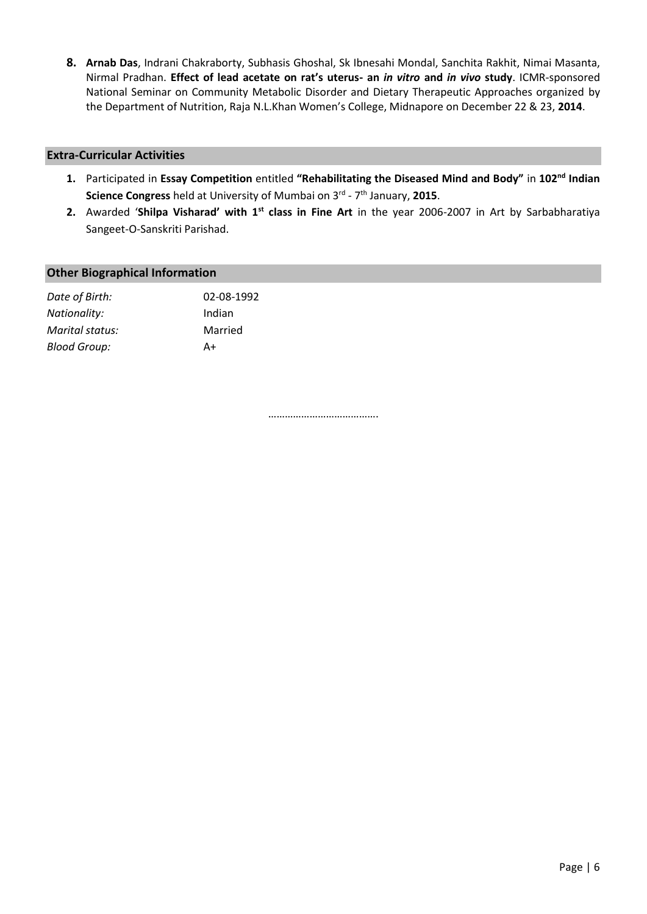8. **Arnab Das**, Indrani Chakraborty, Subhasis Ghoshal, Sk Ibnesahi Mondal, Sanchita Rakhit, Nimai Masanta, Nirmal Pradhan. **Effect of lead acetate on rat's uterus- an *in vitro* and *in vivo* study**. ICMR-sponsored National Seminar on Community Metabolic Disorder and Dietary Therapeutic Approaches organized by the Department of Nutrition, Raja N.L.Khan Women's College, Midnapore on December 22 & 23, **2014**.

## Extra-Curricular Activities

1. Participated in **Essay Competition** entitled **"Rehabilitating the Diseased Mind and Body"** in **102nd Indian Science Congress** held at University of Mumbai on 3rd - 7th January, **2015**.
2. Awarded '**Shilpa Visharad' with 1st class in Fine Art** in the year 2006-2007 in Art by Sarbabharatiya Sangeet-O-Sanskriti Parishad.

## Other Biographical Information

| | |
|---|---|
| *Date of Birth:* | 02-08-1992 |
| *Nationality:* | Indian |
| *Marital status:* | Married |
| *Blood Group:* | A+ |

…………………………………